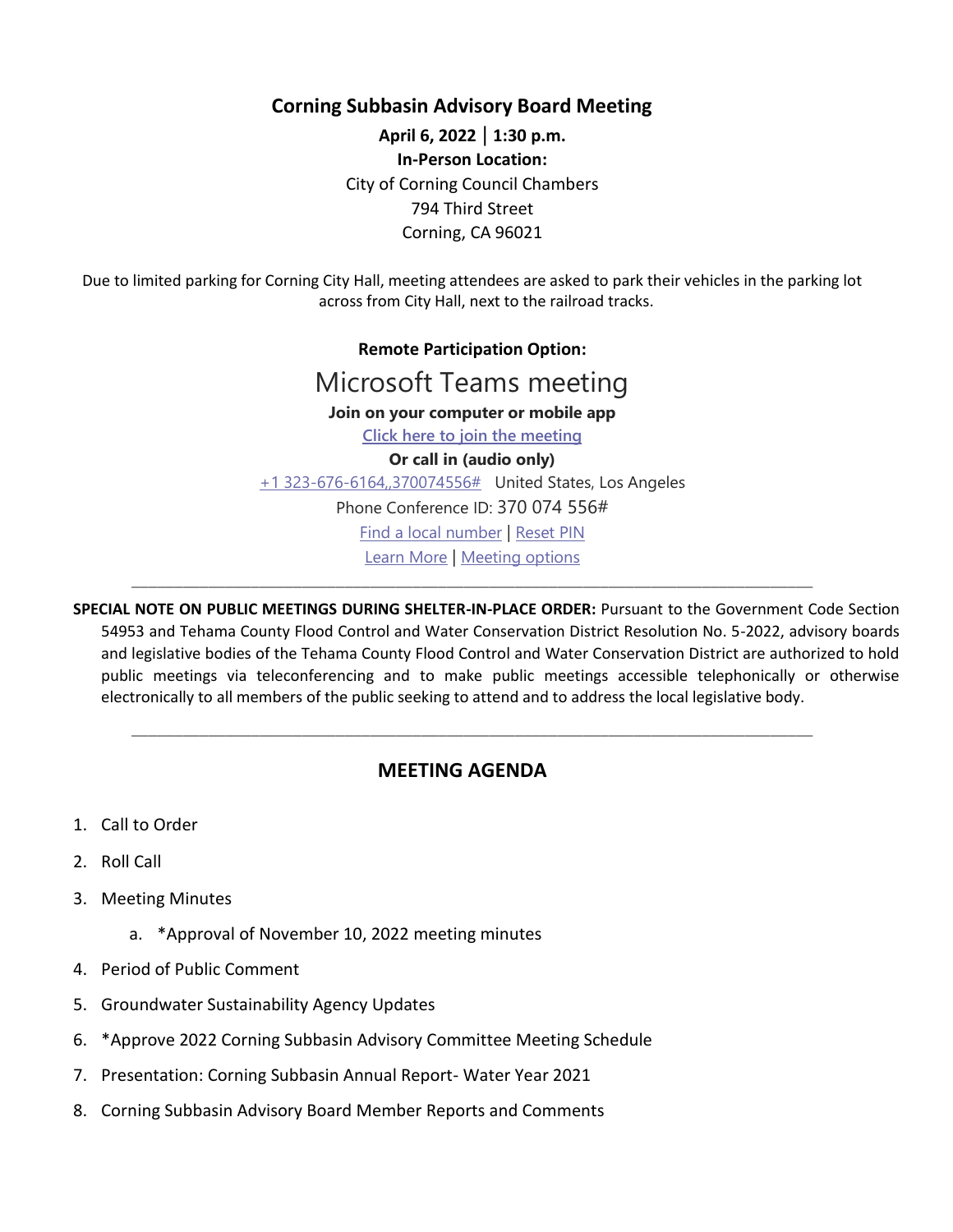# Corning Subbasin Advisory Board Meeting

**April 6, 2022 | 1:30 p.m.**

**In-Person Location:**

City of Corning Council Chambers
794 Third Street
Corning, CA 96021

Due to limited parking for Corning City Hall, meeting attendees are asked to park their vehicles in the parking lot across from City Hall, next to the railroad tracks.

**Remote Participation Option:**

Microsoft Teams meeting

**Join on your computer or mobile app**

[Click here to join the meeting]

**Or call in (audio only)**

+1 323-676-6164,,370074556# United States, Los Angeles

Phone Conference ID: 370 074 556#

Find a local number | Reset PIN

Learn More | Meeting options

---

**SPECIAL NOTE ON PUBLIC MEETINGS DURING SHELTER-IN-PLACE ORDER:** Pursuant to the Government Code Section 54953 and Tehama County Flood Control and Water Conservation District Resolution No. 5-2022, advisory boards and legislative bodies of the Tehama County Flood Control and Water Conservation District are authorized to hold public meetings via teleconferencing and to make public meetings accessible telephonically or otherwise electronically to all members of the public seeking to attend and to address the local legislative body.

---

## MEETING AGENDA

1. Call to Order
2. Roll Call
3. Meeting Minutes
    a. *Approval of November 10, 2022 meeting minutes
4. Period of Public Comment
5. Groundwater Sustainability Agency Updates
6. *Approve 2022 Corning Subbasin Advisory Committee Meeting Schedule
7. Presentation: Corning Subbasin Annual Report- Water Year 2021
8. Corning Subbasin Advisory Board Member Reports and Comments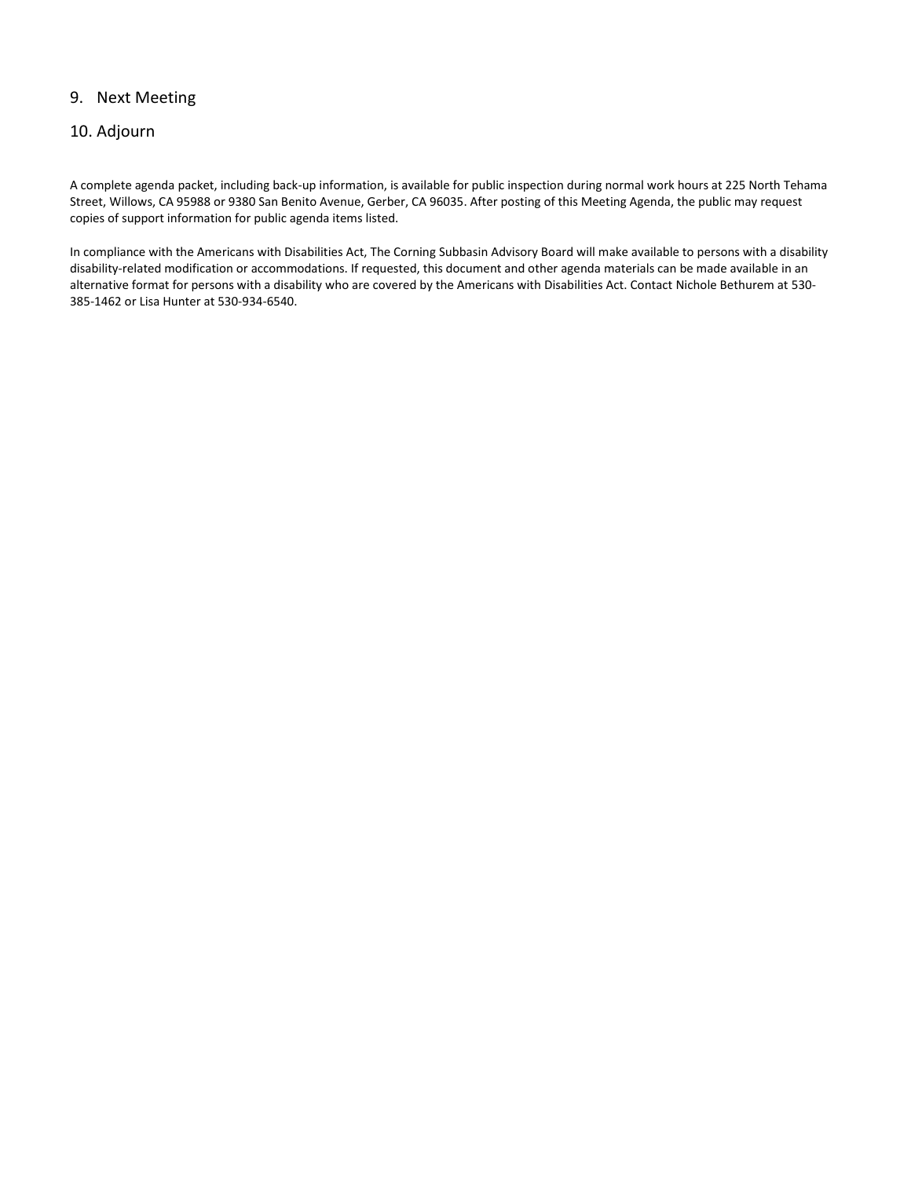## 9. Next Meeting

## 10. Adjourn

A complete agenda packet, including back-up information, is available for public inspection during normal work hours at 225 North Tehama Street, Willows, CA 95988 or 9380 San Benito Avenue, Gerber, CA 96035. After posting of this Meeting Agenda, the public may request copies of support information for public agenda items listed.

In compliance with the Americans with Disabilities Act, The Corning Subbasin Advisory Board will make available to persons with a disability disability-related modification or accommodations. If requested, this document and other agenda materials can be made available in an alternative format for persons with a disability who are covered by the Americans with Disabilities Act. Contact Nichole Bethurem at 530-385-1462 or Lisa Hunter at 530-934-6540.